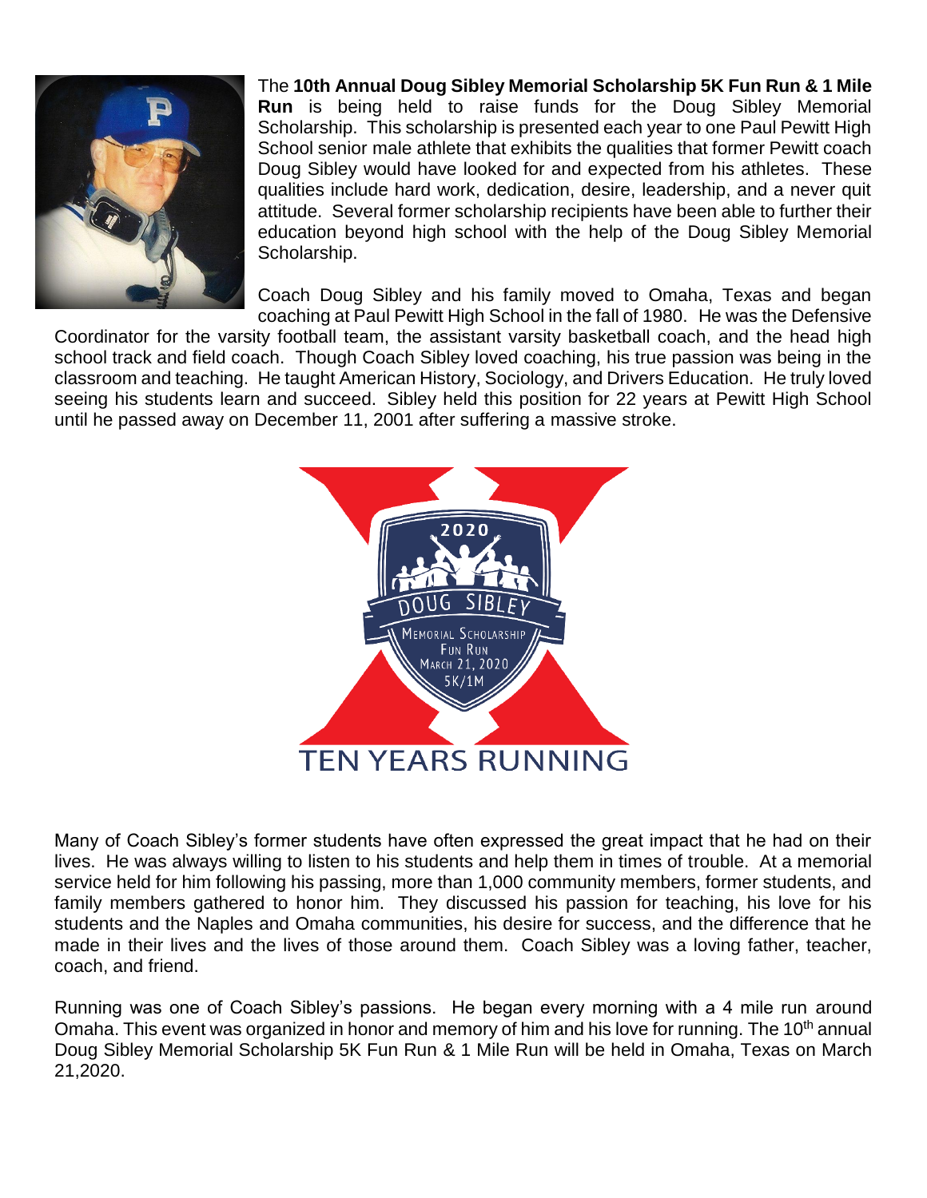The **10th Annual Doug Sibley Memorial Scholarship 5K Fun Run & 1 Mile Run** is being held to raise funds for the Doug Sibley Memorial Scholarship. This scholarship is presented each year to one Paul Pewitt High School senior male athlete that exhibits the qualities that former Pewitt coach Doug Sibley would have looked for and expected from his athletes. These qualities include hard work, dedication, desire, leadership, and a never quit attitude. Several former scholarship recipients have been able to further their education beyond high school with the help of the Doug Sibley Memorial Scholarship.

Coach Doug Sibley and his family moved to Omaha, Texas and began coaching at Paul Pewitt High School in the fall of 1980. He was the Defensive Coordinator for the varsity football team, the assistant varsity basketball coach, and the head high school track and field coach. Though Coach Sibley loved coaching, his true passion was being in the classroom and teaching. He taught American History, Sociology, and Drivers Education. He truly loved seeing his students learn and succeed. Sibley held this position for 22 years at Pewitt High School until he passed away on December 11, 2001 after suffering a massive stroke.

Many of Coach Sibley's former students have often expressed the great impact that he had on their lives. He was always willing to listen to his students and help them in times of trouble. At a memorial service held for him following his passing, more than 1,000 community members, former students, and family members gathered to honor him. They discussed his passion for teaching, his love for his students and the Naples and Omaha communities, his desire for success, and the difference that he made in their lives and the lives of those around them. Coach Sibley was a loving father, teacher, coach, and friend.

Running was one of Coach Sibley's passions. He began every morning with a 4 mile run around Omaha. This event was organized in honor and memory of him and his love for running. The 10th annual Doug Sibley Memorial Scholarship 5K Fun Run & 1 Mile Run will be held in Omaha, Texas on March 21,2020.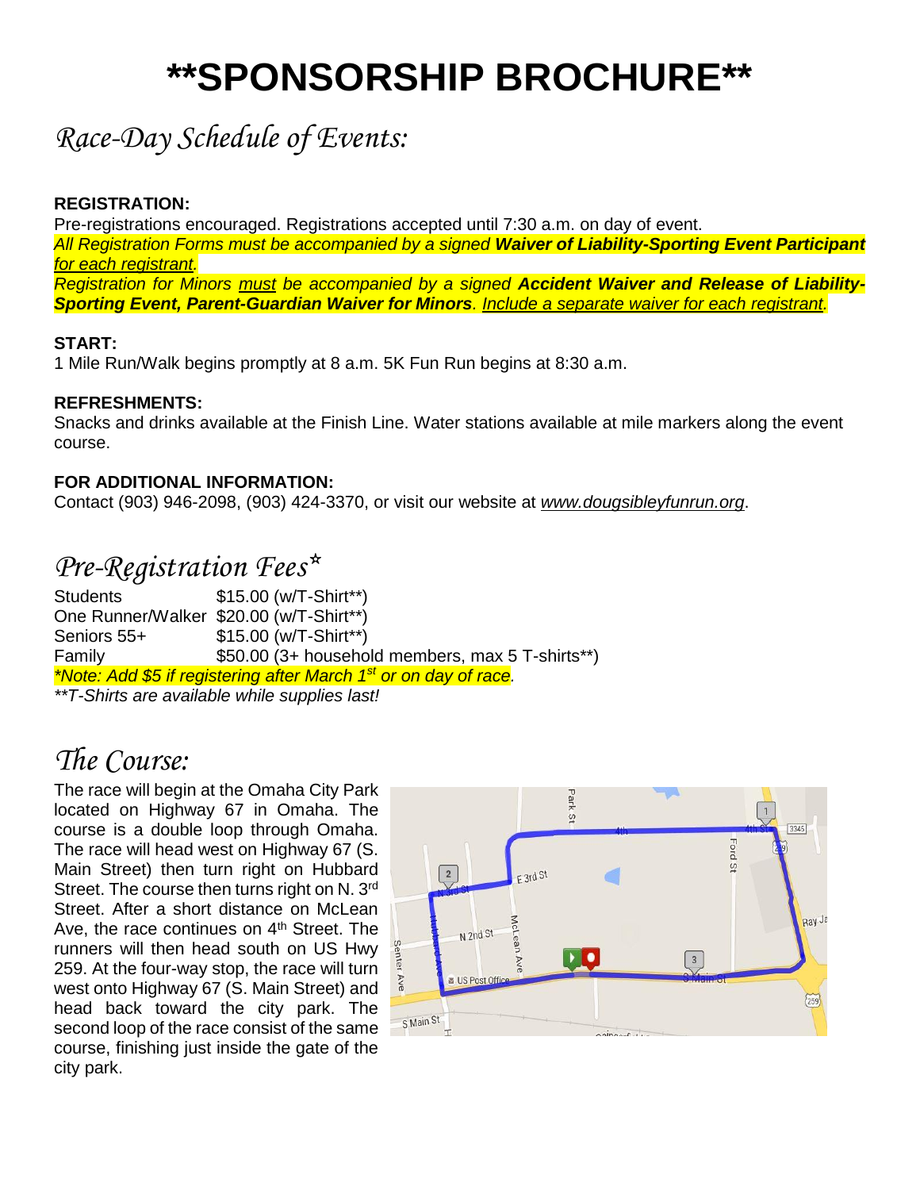# **SPONSORSHIP BROCHURE**

## *Race-Day Schedule of Events:*

**REGISTRATION:**
Pre-registrations encouraged. Registrations accepted until 7:30 a.m. on day of event.
*All Registration Forms must be accompanied by a signed **Waiver of Liability-Sporting Event Participant** for each registrant.*
*Registration for Minors must be accompanied by a signed **Accident Waiver and Release of Liability-Sporting Event, Parent-Guardian Waiver for Minors**. Include a separate waiver for each registrant.*

**START:**
1 Mile Run/Walk begins promptly at 8 a.m. 5K Fun Run begins at 8:30 a.m.

**REFRESHMENTS:**
Snacks and drinks available at the Finish Line. Water stations available at mile markers along the event course.

**FOR ADDITIONAL INFORMATION:**
Contact (903) 946-2098, (903) 424-3370, or visit our website at *www.dougsibleyfunrun.org*.

## *Pre-Registration Fees**

| | |
|---|---|
| Students | $15.00 (w/T-Shirt**) |
| One Runner/Walker | $20.00 (w/T-Shirt**) |
| Seniors 55+ | $15.00 (w/T-Shirt**) |
| Family | $50.00 (3+ household members, max 5 T-shirts**) |

*\*Note: Add $5 if registering after March 1st or on day of race.*
*\*\*T-Shirts are available while supplies last!*

## *The Course:*

The race will begin at the Omaha City Park located on Highway 67 in Omaha. The course is a double loop through Omaha. The race will head west on Highway 67 (S. Main Street) then turn right on Hubbard Street. The course then turns right on N. 3rd Street. After a short distance on McLean Ave, the race continues on 4th Street. The runners will then head south on US Hwy 259. At the four-way stop, the race will turn west onto Highway 67 (S. Main Street) and head back toward the city park. The second loop of the race consist of the same course, finishing just inside the gate of the city park.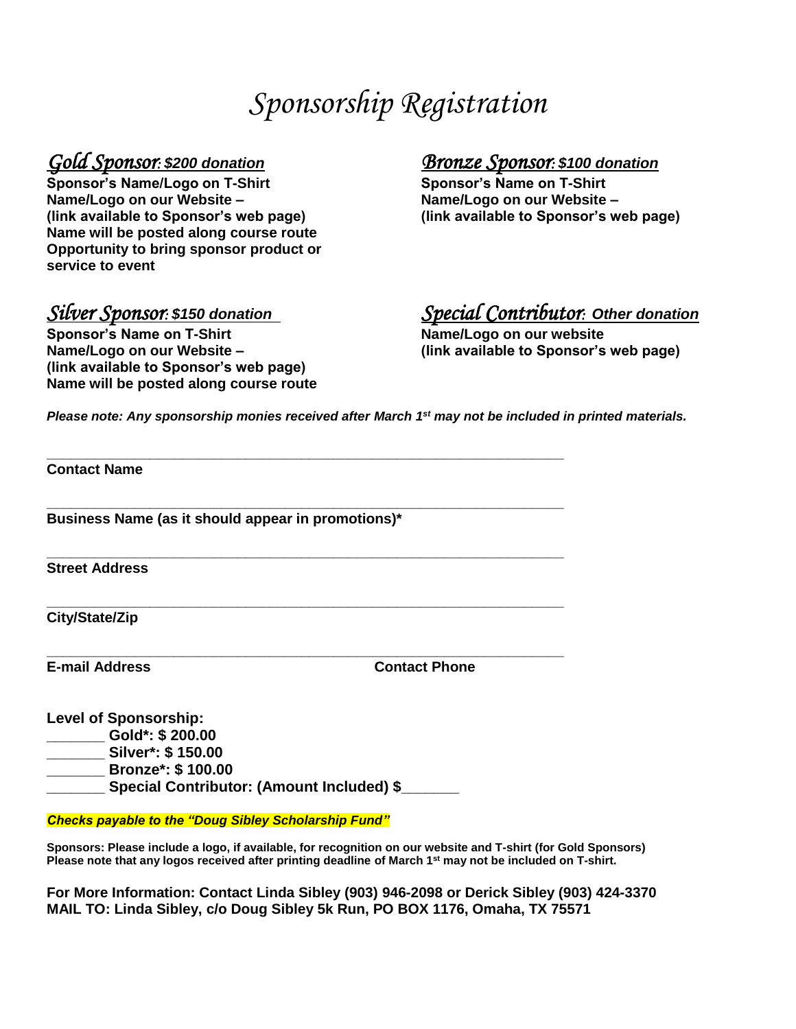# Sponsorship Registration

## *Gold Sponsor: $200 donation*

**Sponsor's Name/Logo on T-Shirt**
**Name/Logo on our Website –**
**(link available to Sponsor's web page)**
**Name will be posted along course route**
**Opportunity to bring sponsor product or service to event**

## *Bronze Sponsor: $100 donation*

**Sponsor's Name on T-Shirt**
**Name/Logo on our Website –**
**(link available to Sponsor's web page)**

## *Silver Sponsor: $150 donation*

**Sponsor's Name on T-Shirt**
**Name/Logo on our Website –**
**(link available to Sponsor's web page)**
**Name will be posted along course route**

## *Special Contributor: Other donation*

**Name/Logo on our website**
**(link available to Sponsor's web page)**

***Please note: Any sponsorship monies received after March 1st may not be included in printed materials.***

_______________________________________________________________

**Contact Name**

_______________________________________________________________

**Business Name (as it should appear in promotions)***

_______________________________________________________________

**Street Address**

_______________________________________________________________

**City/State/Zip**

_______________________________________________________________

**E-mail Address** **Contact Phone**

**Level of Sponsorship:**

**_______ Gold*: $ 200.00**
**_______ Silver*: $ 150.00**
**_______ Bronze*: $ 100.00**
**_______ Special Contributor: (Amount Included) $_______**

***Checks payable to the "Doug Sibley Scholarship Fund"***

**Sponsors: Please include a logo, if available, for recognition on our website and T-shirt (for Gold Sponsors)**
**Please note that any logos received after printing deadline of March 1st may not be included on T-shirt.**

**For More Information: Contact Linda Sibley (903) 946-2098 or Derick Sibley (903) 424-3370**
**MAIL TO: Linda Sibley, c/o Doug Sibley 5k Run, PO BOX 1176, Omaha, TX 75571**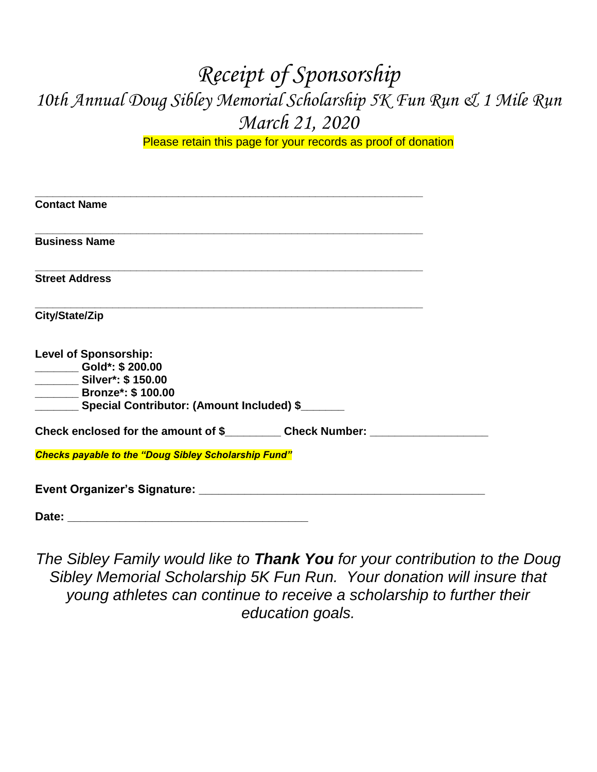# *Receipt of Sponsorship*

## *10th Annual Doug Sibley Memorial Scholarship 5K Fun Run & 1 Mile Run*

## *March 21, 2020*

Please retain this page for your records as proof of donation

_______________________________________________________________

**Contact Name**

_______________________________________________________________

**Business Name**

_______________________________________________________________

**Street Address**

_______________________________________________________________

**City/State/Zip**

**Level of Sponsorship:**

_______ **Gold*: $ 200.00**
_______ **Silver*: $ 150.00**
_______ **Bronze*: $ 100.00**
_______ **Special Contributor: (Amount Included) $_______**

**Check enclosed for the amount of $_________ Check Number: ___________________**

***Checks payable to the "Doug Sibley Scholarship Fund"***

**Event Organizer's Signature: ______________________________________________**

**Date: _____________________________________**

*The Sibley Family would like to **Thank You** for your contribution to the Doug Sibley Memorial Scholarship 5K Fun Run. Your donation will insure that young athletes can continue to receive a scholarship to further their education goals.*